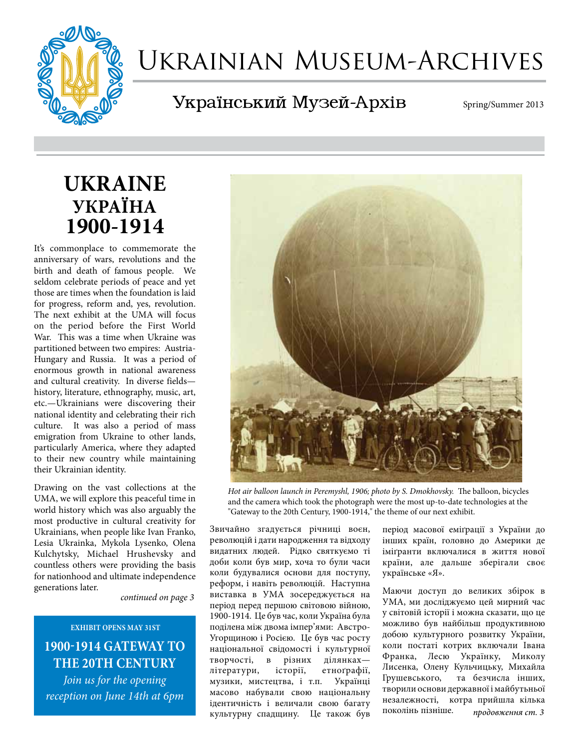# Ukrainian Museum-Archives

## Український Музей-Архів

Spring/Summer 2013

# UKRAINE
# УКРАЇНА
# 1900-1914

It's commonplace to commemorate the anniversary of wars, revolutions and the birth and death of famous people. We seldom celebrate periods of peace and yet those are times when the foundation is laid for progress, reform and, yes, revolution. The next exhibit at the UMA will focus on the period before the First World War. This was a time when Ukraine was partitioned between two empires: Austria-Hungary and Russia. It was a period of enormous growth in national awareness and cultural creativity. In diverse fields—history, literature, ethnography, music, art, etc.—Ukrainians were discovering their national identity and celebrating their rich culture. It was also a period of mass emigration from Ukraine to other lands, particularly America, where they adapted to their new country while maintaining their Ukrainian identity.

Drawing on the vast collections at the UMA, we will explore this peaceful time in world history which was also arguably the most productive in cultural creativity for Ukrainians, when people like Ivan Franko, Lesia Ukrainka, Mykola Lysenko, Olena Kulchytsky, Michael Hrushevsky and countless others were providing the basis for nationhood and ultimate independence generations later.

*continued on page 3*

**EXHIBIT OPENS MAY 31ST**

**1900-1914 GATEWAY TO THE 20TH CENTURY**

*Join us for the opening reception on June 14th at 6pm*

*Hot air balloon launch in Peremyshl, 1906; photo by S. Dmokhovsky.* The balloon, bicycles and the camera which took the photograph were the most up-to-date technologies at the "Gateway to the 20th Century, 1900-1914," the theme of our next exhibit.

Звичайно згадується річниці воєн, революцій і дати народження та відходу видатних людей. Рідко святкуємо ті доби коли був мир, хоча то були часи коли будувалися основи для поступу, реформ, і навіть революцій. Наступна виставка в УМА зосереджується на період перед першою світовою війною, 1900-1914. Це був час, коли Україна була поділена між двома імпер'ями: Австро-Угорщиною і Росією. Це був час росту національної свідомости і культурної творчості, в різних ділянках—літератури, історії, етноґрафії, музики, мистецтва, і т.п. Українці масово набували свою національну ідентичність і величали свою багату культурну спадщину. Це також був період масової еміґрації з України до інших країн, головно до Америки де іміґранти включалися в життя нової країни, але дальше зберігали своє українське «Я».

Маючи доступ до великих збірок в УМА, ми досліджуємо цей мирний час у світовій історії і можна сказати, що це можливо був найбільш продуктивною добою культурного розвитку України, коли постаті котрих включали Івана Франка, Лесю Українку, Миколу Лисенка, Олену Кульчицьку, Михайла Грушевського, та безчисла інших, творили основи державної і майбутньої незалежності, котра прийшла кілька поколінь пізніше.

*продовження ст. 3*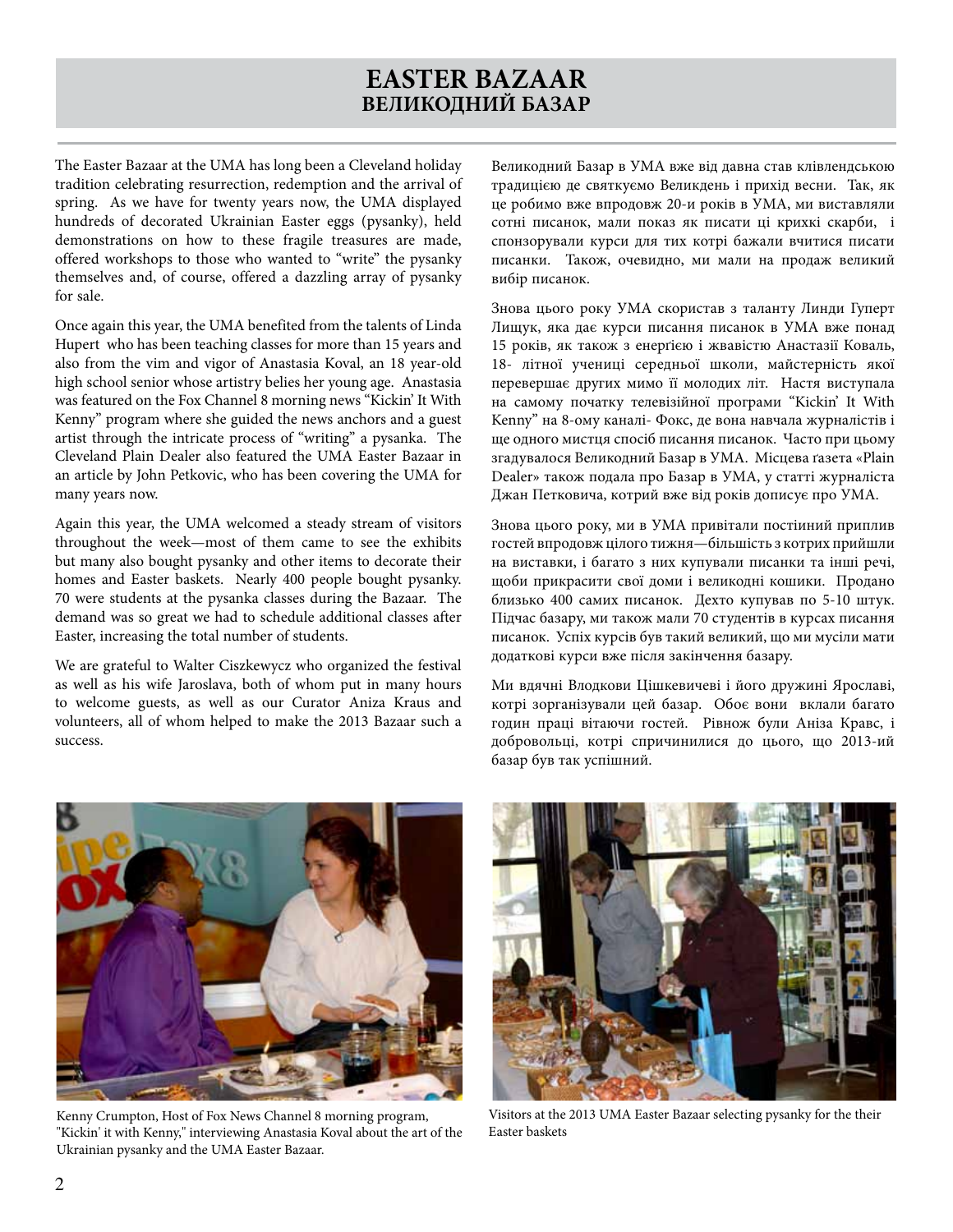# EASTER BAZAAR
## ВЕЛИКОДНИЙ БАЗАР

The Easter Bazaar at the UMA has long been a Cleveland holiday tradition celebrating resurrection, redemption and the arrival of spring. As we have for twenty years now, the UMA displayed hundreds of decorated Ukrainian Easter eggs (pysanky), held demonstrations on how to these fragile treasures are made, offered workshops to those who wanted to "write" the pysanky themselves and, of course, offered a dazzling array of pysanky for sale.

Once again this year, the UMA benefited from the talents of Linda Hupert who has been teaching classes for more than 15 years and also from the vim and vigor of Anastasia Koval, an 18 year-old high school senior whose artistry belies her young age. Anastasia was featured on the Fox Channel 8 morning news "Kickin' It With Kenny" program where she guided the news anchors and a guest artist through the intricate process of "writing" a pysanka. The Cleveland Plain Dealer also featured the UMA Easter Bazaar in an article by John Petkovic, who has been covering the UMA for many years now.

Again this year, the UMA welcomed a steady stream of visitors throughout the week—most of them came to see the exhibits but many also bought pysanky and other items to decorate their homes and Easter baskets. Nearly 400 people bought pysanky. 70 were students at the pysanka classes during the Bazaar. The demand was so great we had to schedule additional classes after Easter, increasing the total number of students.

We are grateful to Walter Ciszkewycz who organized the festival as well as his wife Jaroslava, both of whom put in many hours to welcome guests, as well as our Curator Aniza Kraus and volunteers, all of whom helped to make the 2013 Bazaar such a success.

Великодний Базар в УМА вже від давна став клівлендською традицією де святкуємо Великдень і прихід весни. Так, як це робимо вже впродовж 20-и років в УМА, ми виставляли сотні писанок, мали показ як писати ці крихкі скарби, і спонзорували курси для тих котрі бажали вчитися писати писанки. Також, очевидно, ми мали на продаж великий вибір писанок.

Знова цього року УМА скористав з таланту Линди Гуперт Лищук, яка дає курси писання писанок в УМА вже понад 15 років, як також з енергією і жвавістю Анастазії Коваль, 18- літньої учениці середньої школи, майстерність якої перевершає других мимо її молодих літ. Настя виступала на самому початку телевізійної програми "Kickin' It With Kenny" на 8-ому каналі- Фокс, де вона навчала журналістів і ще одного мистця спосіб писання писанок. Часто при цьому згадувалося Великодний Базар в УМА. Місцева ґазета «Plain Dealer» також подала про Базар в УМА, у статті журналіста Джан Петковича, котрий вже від років дописує про УМА.

Знова цього року, ми в УМА привітали постіиний приплив гостей впродовж цілого тижня—більшість з котрих прийшли на виставки, і багато з них купували писанки та інші речі, щоби прикрасити свої доми і великодні кошики. Продано близько 400 самих писанок. Дехто купував по 5-10 штук. Підчас базару, ми також мали 70 студентів в курсах писання писанок. Успіх курсів був такий великий, що ми мусіли мати додаткові курси вже після закінчення базару.

Ми вдячні Влодкови Цішкевичеві і його дружині Ярославі, котрі зорганізували цей базар. Обоє вони вклали багато годин праці вітаючи гостей. Рівнож були Аніза Кравс, і добровольці, котрі спричинилися до цього, що 2013-ий базар був так успішний.

Kenny Crumpton, Host of Fox News Channel 8 morning program, "Kickin' it with Kenny," interviewing Anastasia Koval about the art of the Ukrainian pysanky and the UMA Easter Bazaar.

Visitors at the 2013 UMA Easter Bazaar selecting pysanky for the their Easter baskets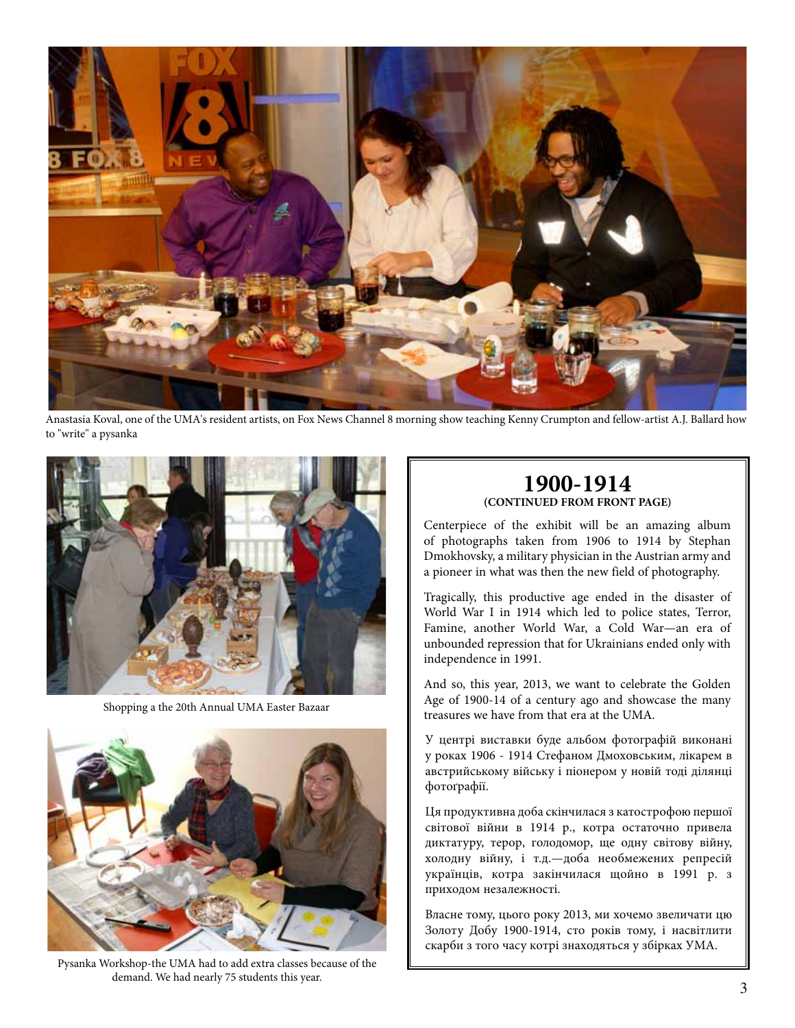Anastasia Koval, one of the UMA's resident artists, on Fox News Channel 8 morning show teaching Kenny Crumpton and fellow-artist A.J. Ballard how to "write" a pysanka

Shopping a the 20th Annual UMA Easter Bazaar

Pysanka Workshop-the UMA had to add extra classes because of the demand. We had nearly 75 students this year.

## 1900-1914

**(CONTINUED FROM FRONT PAGE)**

Centerpiece of the exhibit will be an amazing album of photographs taken from 1906 to 1914 by Stephan Dmokhovsky, a military physician in the Austrian army and a pioneer in what was then the new field of photography.

Tragically, this productive age ended in the disaster of World War I in 1914 which led to police states, Terror, Famine, another World War, a Cold War—an era of unbounded repression that for Ukrainians ended only with independence in 1991.

And so, this year, 2013, we want to celebrate the Golden Age of 1900-14 of a century ago and showcase the many treasures we have from that era at the UMA.

У центрі виставки буде альбом фотографій виконані у роках 1906 - 1914 Стефаном Дмоховським, лікарем в австрийському війську і піонером у новій тоді ділянці фотоґрафії.

Ця продуктивна доба скінчилася з катострофою першої світової війни в 1914 р., котра остаточно привела диктатуру, терор, голодомор, ще одну світову війну, холодну війну, і т.д.—доба необмежених репресій українців, котра закінчилася щойно в 1991 р. з приходом незалежності.

Власне тому, цього року 2013, ми хочемо звеличати цю Золоту Добу 1900-1914, сто років тому, і насвітлити скарби з того часу котрі знаходяться у збірках УМА.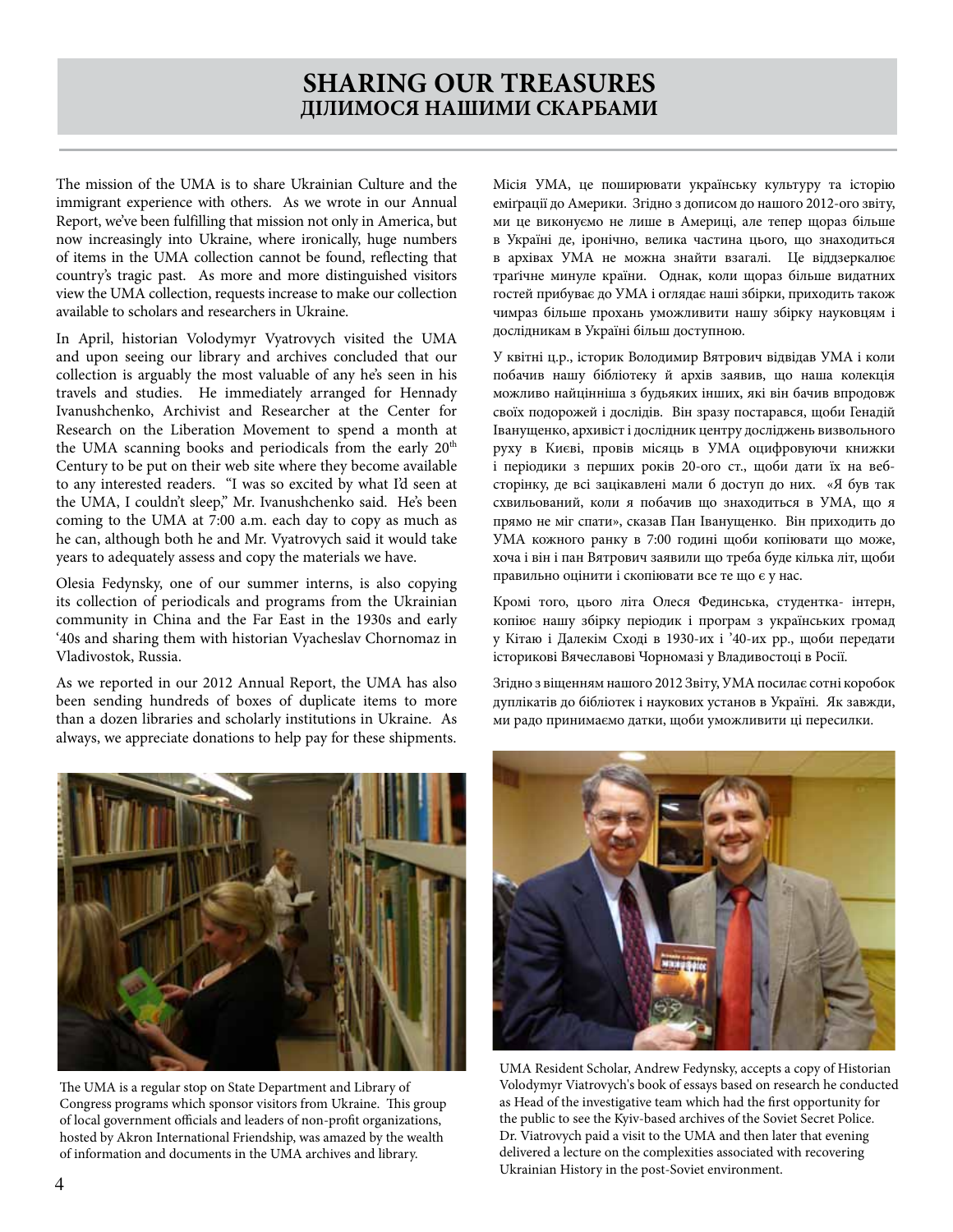# SHARING OUR TREASURES
## ДІЛИМОСЯ НАШИМИ СКАРБАМИ

The mission of the UMA is to share Ukrainian Culture and the immigrant experience with others. As we wrote in our Annual Report, we've been fulfilling that mission not only in America, but now increasingly into Ukraine, where ironically, huge numbers of items in the UMA collection cannot be found, reflecting that country's tragic past. As more and more distinguished visitors view the UMA collection, requests increase to make our collection available to scholars and researchers in Ukraine.

In April, historian Volodymyr Vyatrovych visited the UMA and upon seeing our library and archives concluded that our collection is arguably the most valuable of any he's seen in his travels and studies. He immediately arranged for Hennady Ivanushchenko, Archivist and Researcher at the Center for Research on the Liberation Movement to spend a month at the UMA scanning books and periodicals from the early 20th Century to be put on their web site where they become available to any interested readers. "I was so excited by what I'd seen at the UMA, I couldn't sleep," Mr. Ivanushchenko said. He's been coming to the UMA at 7:00 a.m. each day to copy as much as he can, although both he and Mr. Vyatrovych said it would take years to adequately assess and copy the materials we have.

Olesia Fedynsky, one of our summer interns, is also copying its collection of periodicals and programs from the Ukrainian community in China and the Far East in the 1930s and early '40s and sharing them with historian Vyacheslav Chornomaz in Vladivostok, Russia.

As we reported in our 2012 Annual Report, the UMA has also been sending hundreds of boxes of duplicate items to more than a dozen libraries and scholarly institutions in Ukraine. As always, we appreciate donations to help pay for these shipments.

Місія УМА, це поширювати українську культуру та історію еміґрації до Америки. Згідно з дописом до нашого 2012-ого звіту, ми це виконуємо не лише в Америці, але тепер щораз більше в Україні де, іронічно, велика частина цього, що знаходиться в архівах УМА не можна знайти взагалі. Це віддзеркалює трагічне минуле країни. Однак, коли щораз більше видатних гостей прибуває до УМА і оглядає наші збірки, приходить також чимраз більше прохань уможливити нашу збірку науковцям і дослідникам в Україні більш доступною.

У квітні ц.р., історик Володимир Вятрович відвідав УМА і коли побачив нашу бібліотеку й архів заявив, що наша колекція можливо найцінніша з будьяких інших, які він бачив впродовж своїх подорожей і дослідів. Він зразу постарався, щоби Генадій Іванущенко, архивіст і дослідник центру досліджень визвольного руху в Києві, провів місяць в УМА оцифровуючи книжки і періодики з перших років 20-ого ст., щоби дати їх на веб-сторінку, де всі зацікавлені мали б доступ до них. «Я був так схвильований, коли я побачив що знаходиться в УМА, що я прямо не міг спати», сказав Пан Іванущенко. Він приходить до УМА кожного ранку в 7:00 години щоби копіювати що може, хоча і він і пан Вятрович заявили що треба буде кілька літ, щоби правильно оцінити і скопіювати все те що є у нас.

Кромі того, цього літа Олеся Фединська, студентка- інтерн, копіює нашу збірку періодик і програм з українських громад у Кітаю і Далекім Сході в 1930-их і '40-их рр., щоби передати історикові Вячеславові Чорномазі у Владивостоці в Росії.

Згідно з віщенням нашого 2012 Звіту, УМА посилає сотні коробок дуплікатів до бібліотек і наукових установ в Україні. Як завжди, ми радо принимаємо датки, щоби уможливити ці пересилки.

The UMA is a regular stop on State Department and Library of Congress programs which sponsor visitors from Ukraine. This group of local government officials and leaders of non-profit organizations, hosted by Akron International Friendship, was amazed by the wealth of information and documents in the UMA archives and library.

UMA Resident Scholar, Andrew Fedynsky, accepts a copy of Historian Volodymyr Viatrovych's book of essays based on research he conducted as Head of the investigative team which had the first opportunity for the public to see the Kyiv-based archives of the Soviet Secret Police. Dr. Viatrovych paid a visit to the UMA and then later that evening delivered a lecture on the complexities associated with recovering Ukrainian History in the post-Soviet environment.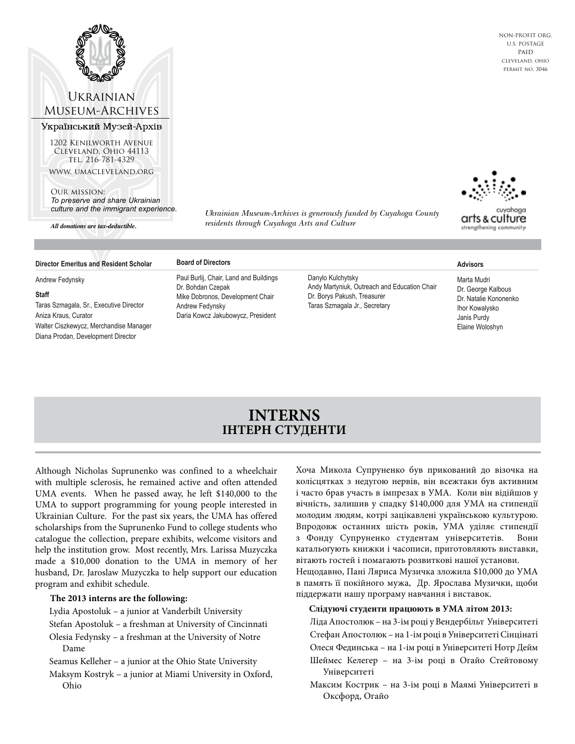# Ukrainian Museum-Archives

Український Музей-Архів

1202 Kenilworth Avenue
Cleveland, Ohio 44113
tel. 216-781-4329

www. umacleveland.org

Our mission:
*To preserve and share Ukrainian culture and the immigrant experience.*

***All donations are tax-deductible.***

*Ukrainian Museum-Archives is generously funded by Cuyahoga County residents through Cuyahoga Arts and Culture*

cuyahoga arts & culture strengthening community

non-profit org.
u.s. postage
paid
cleveland, ohio
permit no. 3046

**Director Emeritus and Resident Scholar**

Andrew Fedynsky

**Staff**

Taras Szmagala, Sr., Executive Director
Aniza Kraus, Curator
Walter Ciszkewycz, Merchandise Manager
Diana Prodan, Development Director

**Board of Directors**

Paul Burlij, Chair, Land and Buildings
Dr. Bohdan Czepak
Mike Dobronos, Development Chair
Andrew Fedynsky
Daria Kowcz Jakubowycz, President
Danylo Kulchytsky
Andy Martyniuk, Outreach and Education Chair
Dr. Borys Pakush, Treasurer
Taras Szmagala Jr., Secretary

**Advisors**

Marta Mudri
Dr. George Kalbous
Dr. Natalie Kononenko
Ihor Kowalysko
Janis Purdy
Elaine Woloshyn

## INTERNS
## ІНТЕРН СТУДЕНТИ

Although Nicholas Suprunenko was confined to a wheelchair with multiple sclerosis, he remained active and often attended UMA events. When he passed away, he left $140,000 to the UMA to support programming for young people interested in Ukrainian Culture. For the past six years, the UMA has offered scholarships from the Suprunenko Fund to college students who catalogue the collection, prepare exhibits, welcome visitors and help the institution grow. Most recently, Mrs. Larissa Muzyczka made a $10,000 donation to the UMA in memory of her husband, Dr. Jaroslaw Muzyczka to help support our education program and exhibit schedule.

**The 2013 interns are the following:**

Lydia Apostoluk – a junior at Vanderbilt University
Stefan Apostoluk – a freshman at University of Cincinnati
Olesia Fedynsky – a freshman at the University of Notre Dame
Seamus Kelleher – a junior at the Ohio State University
Maksym Kostryk – a junior at Miami University in Oxford, Ohio

Хоча Микола Супруненко був прикований до візочка на колісцятках з недугою нервів, він всежтаки був активним і часто брав участь в імпрезах в УМА. Коли він відійшов у вічність, залишив у спадку $140,000 для УМА на стипендії молодим людям, котрі зацікавлені українською культурою. Впродовж останних шість років, УМА уділяє стипендії з Фонду Супруненко студентам університетів. Вони катальоґують книжки і часописи, приготовляють виставки, вітають гостей і помагають розвиткові нашої установи.
Нещодавно, Пані Ляриса Музичка зложила $10,000 до УМА в память її покійного мужа, Др. Ярослава Музички, щоби піддержати нашу програму навчання і виставок.

**Слідуючі студенти працюють в УМА літом 2013:**

Ліда Апостолюк – на 3-ім році у Вендербільт Університеті
Стефан Апостолюк – на 1-ім році в Університеті Сінцінаті
Олеся Фединська – на 1-ім році в Університеті Нотр Дейм
Шеймес Келегер – на 3-ім році в Огайо Стейтовому Університеті
Максим Кострик – на 3-ім році в Маямі Університеті в Оксфорд, Огайо